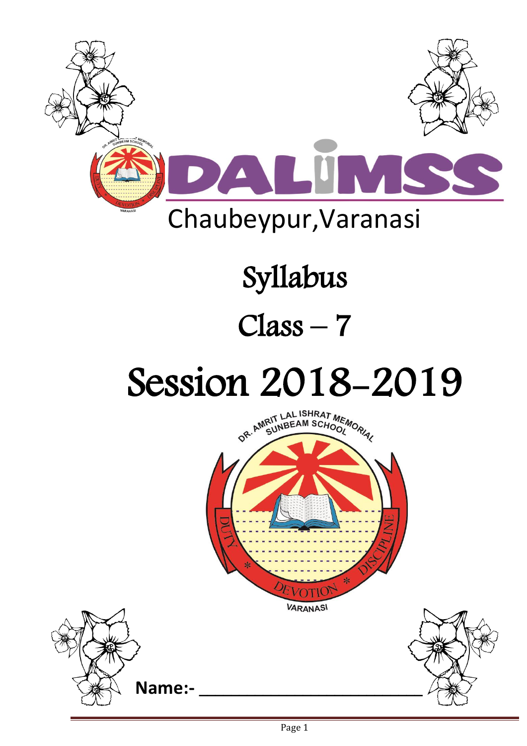# DALIMSS

Chaubeypur,Varanasi

# Syllabus

## Class – 7

# Session 2018-2019

DR. AMRIT LAL ISHRAT MEMORIAL SUNBEAM SCHOOL

DUTY * DEVOTION * DISCIPLINE

VARANASI

**Name:-** ___________________________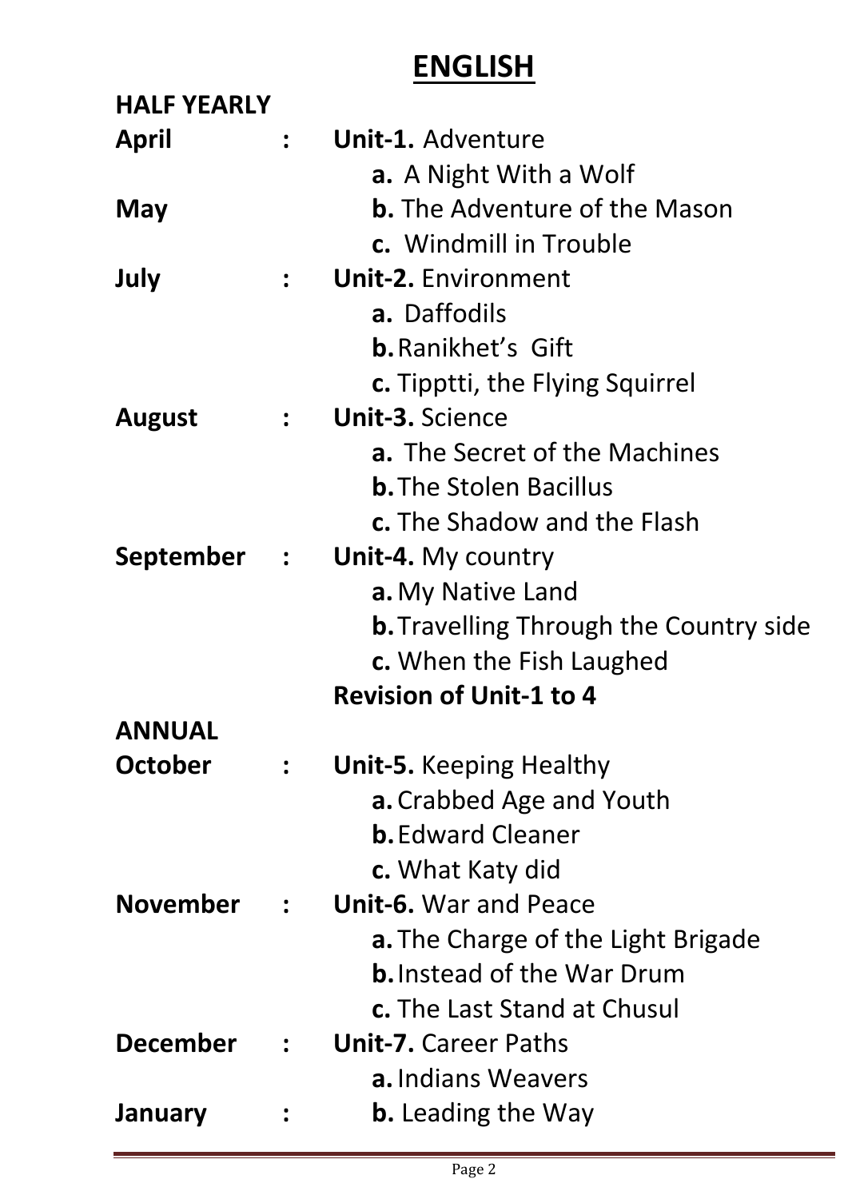# ENGLISH

**HALF YEARLY**

| | | |
|---|---|---|
| **April** | **:** | **Unit-1.** Adventure |
| | | **a.** A Night With a Wolf |
| **May** | | **b.** The Adventure of the Mason |
| | | **c.** Windmill in Trouble |
| **July** | **:** | **Unit-2.** Environment |
| | | **a.** Daffodils |
| | | **b.** Ranikhet's Gift |
| | | **c.** Tipptti, the Flying Squirrel |
| **August** | **:** | **Unit-3.** Science |
| | | **a.** The Secret of the Machines |
| | | **b.** The Stolen Bacillus |
| | | **c.** The Shadow and the Flash |
| **September** | **:** | **Unit-4.** My country |
| | | **a.** My Native Land |
| | | **b.** Travelling Through the Country side |
| | | **c.** When the Fish Laughed |
| | | **Revision of Unit-1 to 4** |

**ANNUAL**

| | | |
|---|---|---|
| **October** | **:** | **Unit-5.** Keeping Healthy |
| | | **a.** Crabbed Age and Youth |
| | | **b.** Edward Cleaner |
| | | **c.** What Katy did |
| **November** | **:** | **Unit-6.** War and Peace |
| | | **a.** The Charge of the Light Brigade |
| | | **b.** Instead of the War Drum |
| | | **c.** The Last Stand at Chusul |
| **December** | **:** | **Unit-7.** Career Paths |
| | | **a.** Indians Weavers |
| **January** | **:** | **b.** Leading the Way |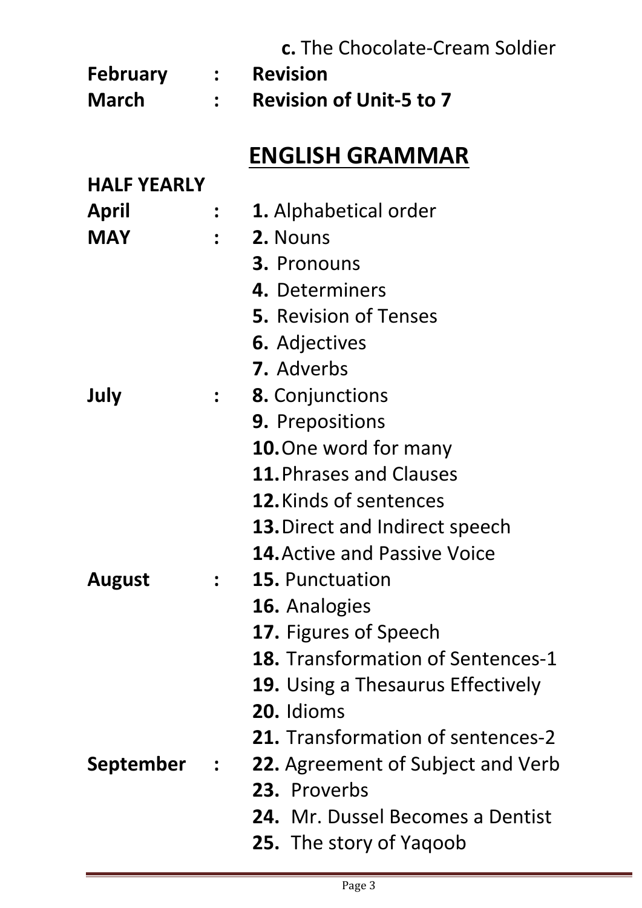c. The Chocolate-Cream Soldier

| | | |
|---|---|---|
| **February** | : | **Revision** |
| **March** | : | **Revision of Unit-5 to 7** |

## ENGLISH GRAMMAR

**HALF YEARLY**

| | | |
|---|---|---|
| **April** | : | **1.** Alphabetical order |
| **MAY** | : | **2.** Nouns |
| | | **3.** Pronouns |
| | | **4.** Determiners |
| | | **5.** Revision of Tenses |
| | | **6.** Adjectives |
| | | **7.** Adverbs |
| **July** | : | **8.** Conjunctions |
| | | **9.** Prepositions |
| | | **10.** One word for many |
| | | **11.** Phrases and Clauses |
| | | **12.** Kinds of sentences |
| | | **13.** Direct and Indirect speech |
| | | **14.** Active and Passive Voice |
| **August** | : | **15.** Punctuation |
| | | **16.** Analogies |
| | | **17.** Figures of Speech |
| | | **18.** Transformation of Sentences-1 |
| | | **19.** Using a Thesaurus Effectively |
| | | **20.** Idioms |
| | | **21.** Transformation of sentences-2 |
| **September** | : | **22.** Agreement of Subject and Verb |
| | | **23.** Proverbs |
| | | **24.** Mr. Dussel Becomes a Dentist |
| | | **25.** The story of Yaqoob |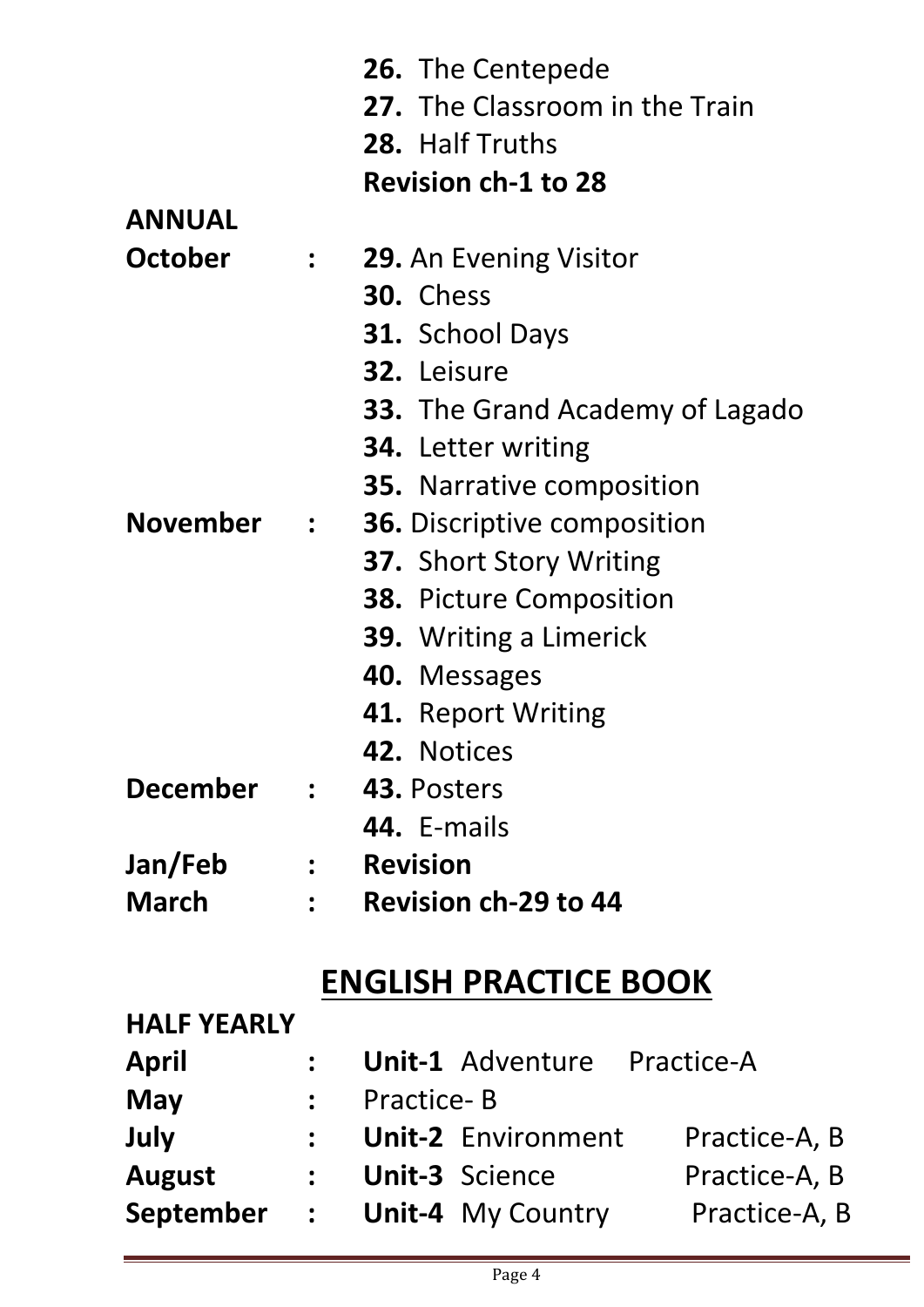**26.** The Centepede
**27.** The Classroom in the Train
**28.** Half Truths
**Revision ch-1 to 28**

**ANNUAL**

| | | |
|---|---|---|
| **October** | **:** | **29.** An Evening Visitor |
| | | **30.** Chess |
| | | **31.** School Days |
| | | **32.** Leisure |
| | | **33.** The Grand Academy of Lagado |
| | | **34.** Letter writing |
| | | **35.** Narrative composition |
| **November** | **:** | **36.** Discriptive composition |
| | | **37.** Short Story Writing |
| | | **38.** Picture Composition |
| | | **39.** Writing a Limerick |
| | | **40.** Messages |
| | | **41.** Report Writing |
| | | **42.** Notices |
| **December** | **:** | **43.** Posters |
| | | **44.** E-mails |
| **Jan/Feb** | **:** | **Revision** |
| **March** | **:** | **Revision ch-29 to 44** |

## ENGLISH PRACTICE BOOK

**HALF YEARLY**

| | | | |
|---|---|---|---|
| **April** | **:** | **Unit-1** Adventure | Practice-A |
| **May** | **:** | Practice- B | |
| **July** | **:** | **Unit-2** Environment | Practice-A, B |
| **August** | **:** | **Unit-3** Science | Practice-A, B |
| **September** | **:** | **Unit-4** My Country | Practice-A, B |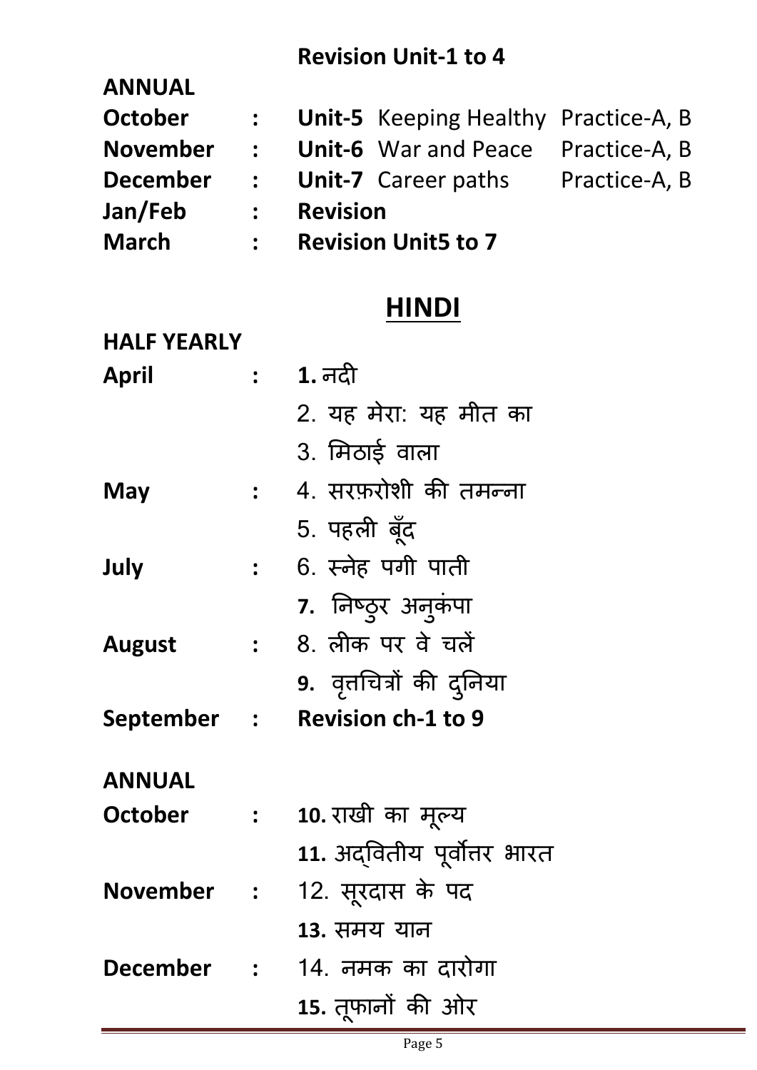**Revision Unit-1 to 4**

**ANNUAL**

| | | | |
|---|---|---|---|
| **October** | : | **Unit-5** Keeping Healthy | Practice-A, B |
| **November** | : | **Unit-6** War and Peace | Practice-A, B |
| **December** | : | **Unit-7** Career paths | Practice-A, B |
| **Jan/Feb** | : | **Revision** | |
| **March** | : | **Revision Unit5 to 7** | |

## HINDI

**HALF YEARLY**

| | | |
|---|---|---|
| **April** | : | **1.** नदी |
| | | 2. यह मेरा: यह मीत का |
| | | 3. मिठाई वाला |
| **May** | : | 4. सरफ़रोशी की तमन्ना |
| | | 5. पहली बूँद |
| **July** | : | 6. स्नेह पगी पाती |
| | | **7.** निष्ठुर अनुकंपा |
| **August** | : | 8. लीक पर वे चलें |
| | | **9.** वृत्तचित्रों की दुनिया |
| **September** | : | **Revision ch-1 to 9** |

**ANNUAL**

| | | |
|---|---|---|
| **October** | : | **10.** राखी का मूल्य |
| | | **11.** अद्वितीय पूर्वोत्तर भारत |
| **November** | : | 12. सूरदास के पद |
| | | **13.** समय यान |
| **December** | : | 14. नमक का दारोगा |
| | | **15.** तूफानों की ओर |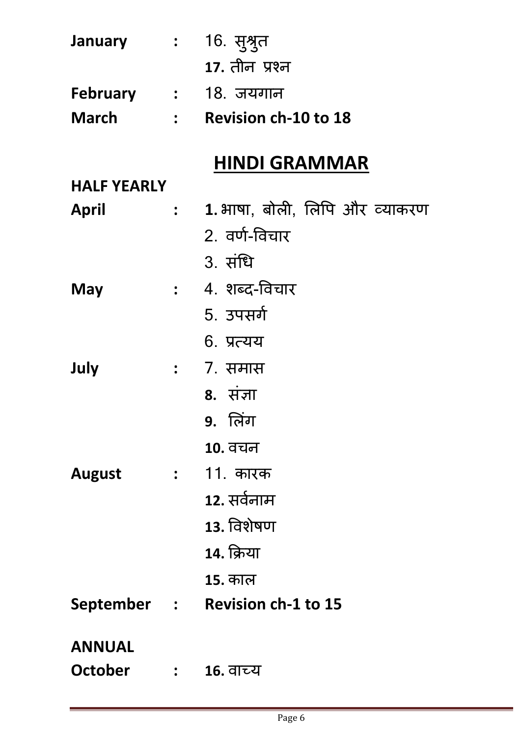**January** : 16. सुश्रुत

**17.** तीन प्रश्न

**February** : 18. जयगान

**March** : **Revision ch-10 to 18**

## HINDI GRAMMAR

**HALF YEARLY**

**April** : **1.** भाषा, बोली, लिपि और व्याकरण

2. वर्ण-विचार

3. संधि

**May** : 4. शब्द-विचार

5. उपसर्ग

6. प्रत्यय

**July** : 7. समास

**8.** संज्ञा

**9.** लिंग

**10.** वचन

**August** : 11. कारक

**12.** सर्वनाम

**13.** विशेषण

**14.** क्रिया

**15.** काल

**September** : **Revision ch-1 to 15**

**ANNUAL**

**October** : **16.** वाच्य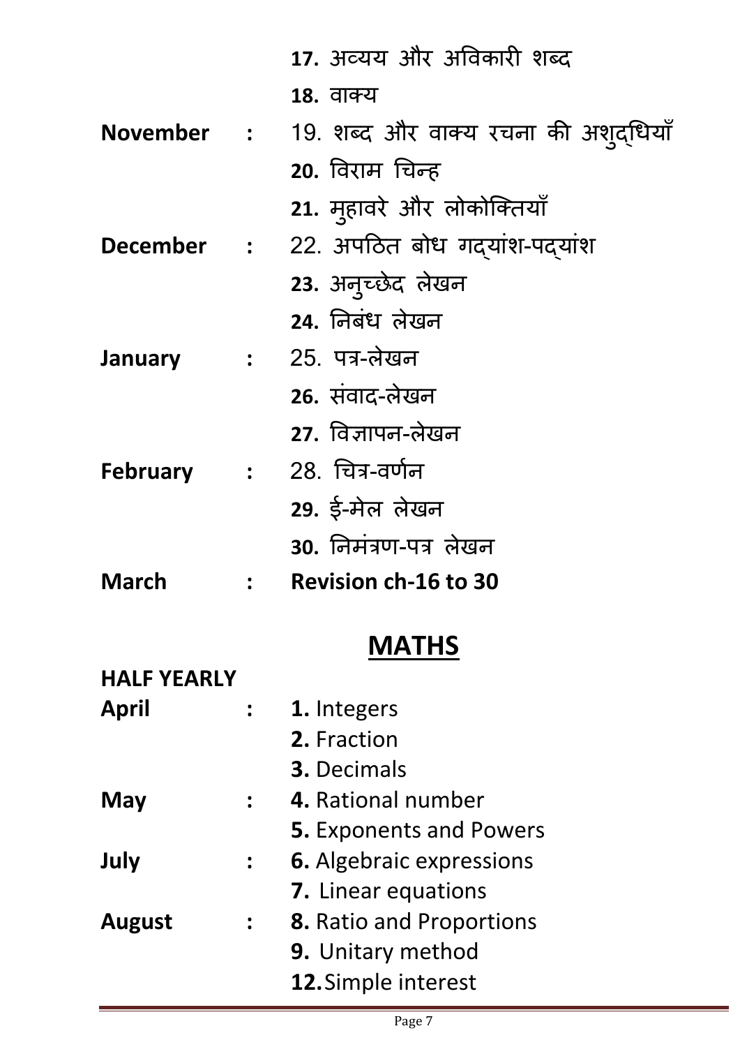| | | |
|---|---|---|
| | | **17.** अव्यय और अविकारी शब्द |
| | | **18.** वाक्य |
| **November** | **:** | 19. शब्द और वाक्य रचना की अशुद्धियाँ |
| | | **20.** विराम चिन्ह |
| | | **21.** मुहावरे और लोकोक्तियाँ |
| **December** | **:** | 22. अपठित बोध गद्यांश-पद्यांश |
| | | **23.** अनुच्छेद लेखन |
| | | **24.** निबंध लेखन |
| **January** | **:** | 25. पत्र-लेखन |
| | | **26.** संवाद-लेखन |
| | | **27.** विज्ञापन-लेखन |
| **February** | **:** | 28. चित्र-वर्णन |
| | | **29.** ई-मेल लेखन |
| | | **30.** निमंत्रण-पत्र लेखन |
| **March** | **:** | **Revision ch-16 to 30** |

## MATHS

**HALF YEARLY**

| | | |
|---|---|---|
| **April** | **:** | **1.** Integers |
| | | **2.** Fraction |
| | | **3.** Decimals |
| **May** | **:** | **4.** Rational number |
| | | **5.** Exponents and Powers |
| **July** | **:** | **6.** Algebraic expressions |
| | | **7.** Linear equations |
| **August** | **:** | **8.** Ratio and Proportions |
| | | **9.** Unitary method |
| | | **12.** Simple interest |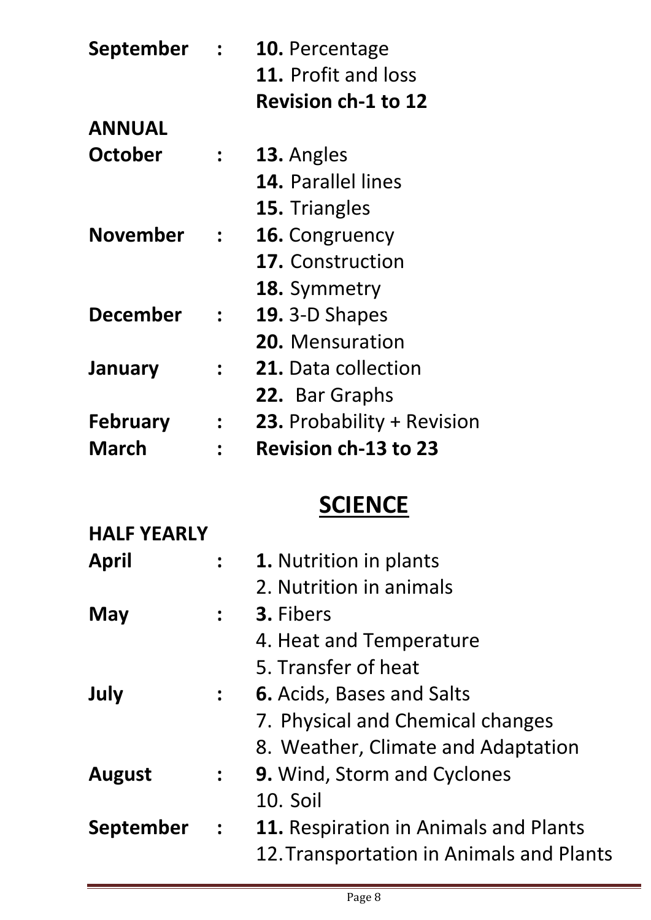**September** : **10.** Percentage
**11.** Profit and loss
**Revision ch-1 to 12**

**ANNUAL**

**October** : **13.** Angles
**14.** Parallel lines
**15.** Triangles

**November** : **16.** Congruency
**17.** Construction
**18.** Symmetry

**December** : **19.** 3-D Shapes
**20.** Mensuration

**January** : **21.** Data collection
**22.** Bar Graphs

**February** : **23.** Probability + Revision

**March** : **Revision ch-13 to 23**

## SCIENCE

**HALF YEARLY**

**April** : **1.** Nutrition in plants
2. Nutrition in animals

**May** : **3.** Fibers
4. Heat and Temperature
5. Transfer of heat

**July** : **6.** Acids, Bases and Salts
7. Physical and Chemical changes
8. Weather, Climate and Adaptation

**August** : **9.** Wind, Storm and Cyclones
10. Soil

**September** : **11.** Respiration in Animals and Plants
12. Transportation in Animals and Plants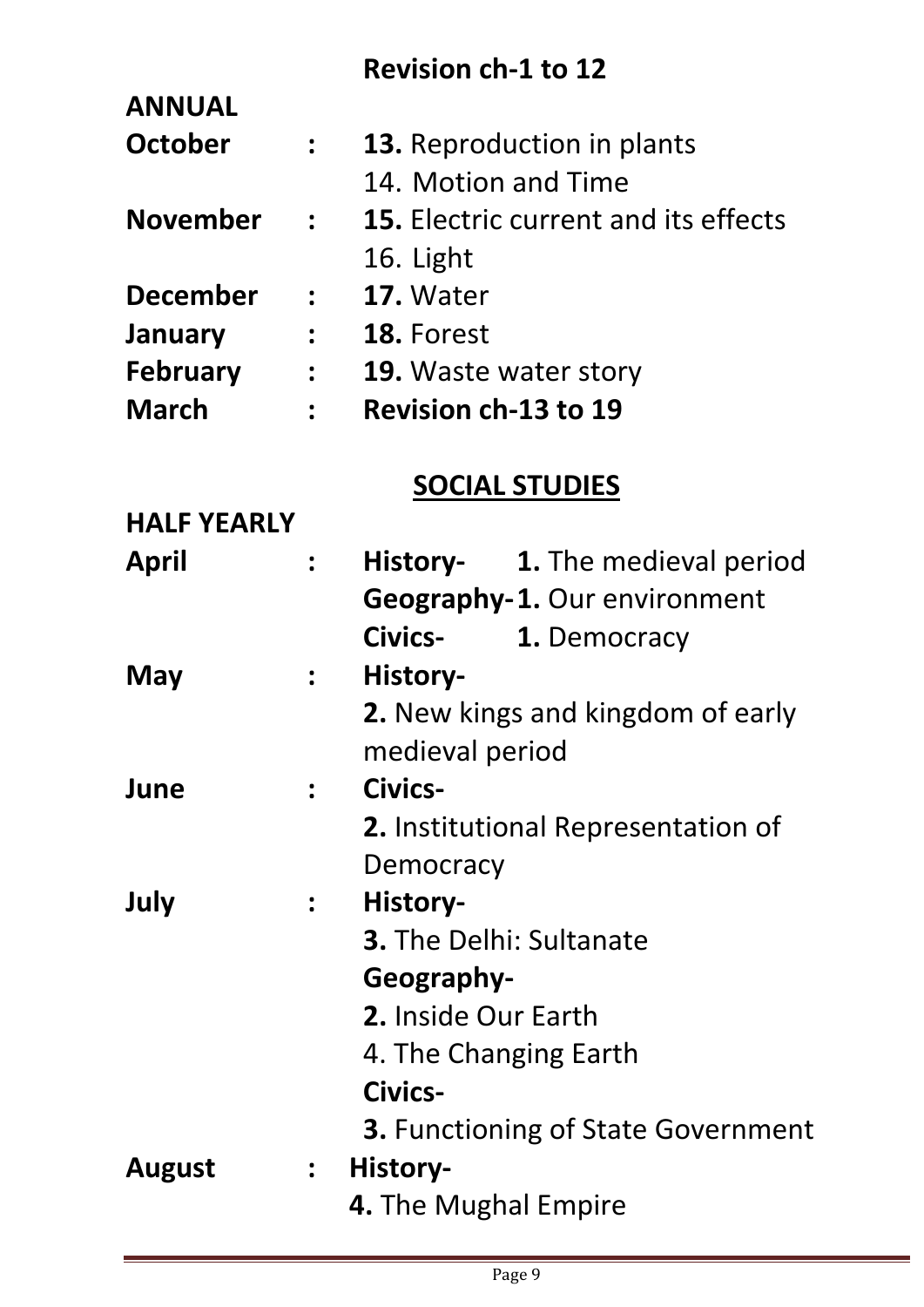**Revision ch-1 to 12**

**ANNUAL**

**October** : **13.** Reproduction in plants
14. Motion and Time

**November** : **15.** Electric current and its effects
16. Light

**December** : **17.** Water

**January** : **18.** Forest

**February** : **19.** Waste water story

**March** : **Revision ch-13 to 19**

## SOCIAL STUDIES

**HALF YEARLY**

**April** : **History-** **1.** The medieval period
**Geography-** **1.** Our environment
**Civics-** **1.** Democracy

**May** : **History-**
**2.** New kings and kingdom of early medieval period

**June** : **Civics-**
**2.** Institutional Representation of Democracy

**July** : **History-**
**3.** The Delhi: Sultanate
**Geography-**
**2.** Inside Our Earth
4. The Changing Earth
**Civics-**
**3.** Functioning of State Government

**August** : **History-**
**4.** The Mughal Empire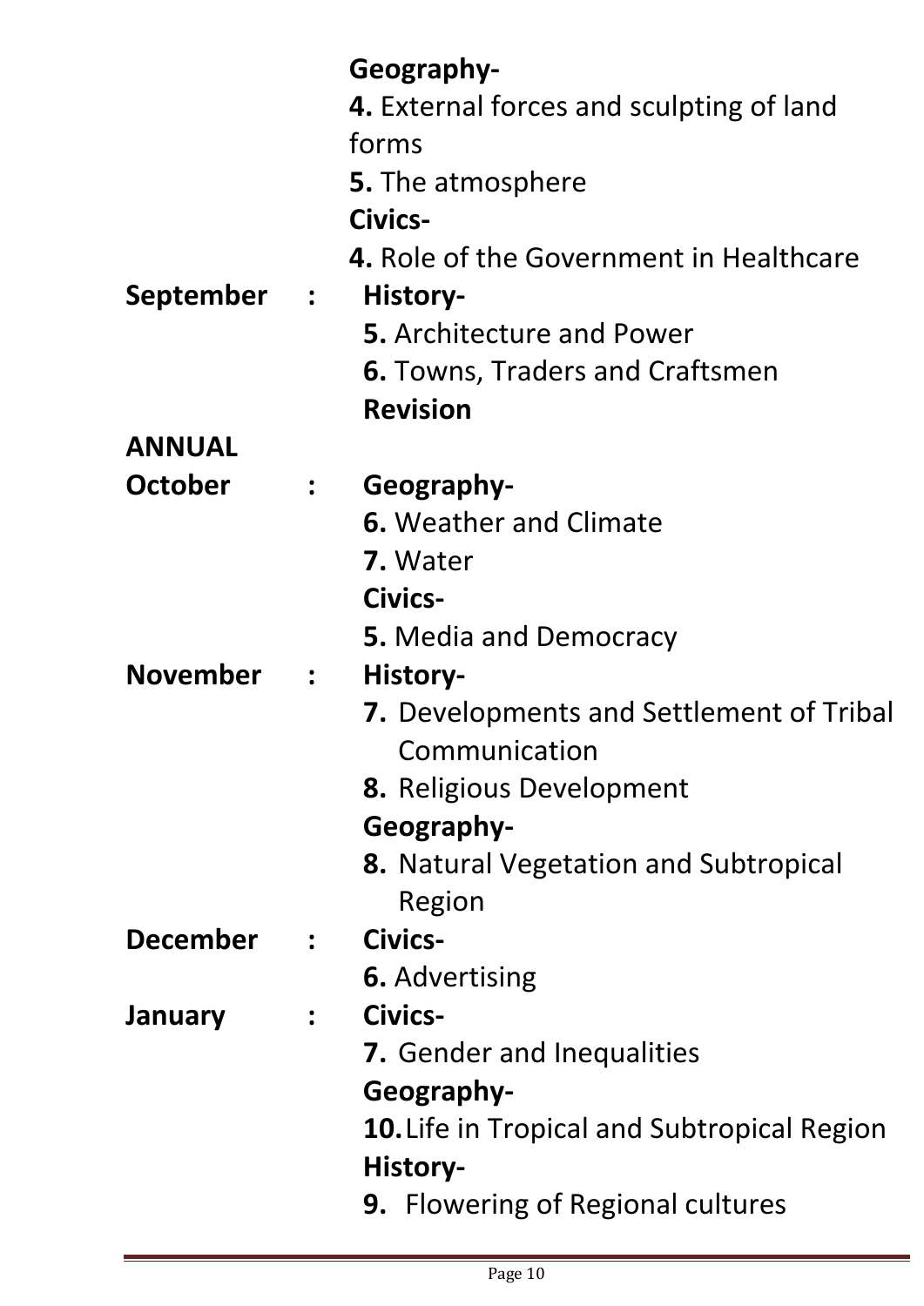**Geography-**

**4.** External forces and sculpting of land forms

**5.** The atmosphere

**Civics-**

**4.** Role of the Government in Healthcare

**September :** **History-**

**5.** Architecture and Power

**6.** Towns, Traders and Craftsmen

**Revision**

**ANNUAL**

**October :** **Geography-**

**6.** Weather and Climate

**7.** Water

**Civics-**

**5.** Media and Democracy

**November :** **History-**

**7.** Developments and Settlement of Tribal Communication

**8.** Religious Development

**Geography-**

**8.** Natural Vegetation and Subtropical Region

**December :** **Civics-**

**6.** Advertising

**January :** **Civics-**

**7.** Gender and Inequalities

**Geography-**

**10.** Life in Tropical and Subtropical Region

**History-**

**9.** Flowering of Regional cultures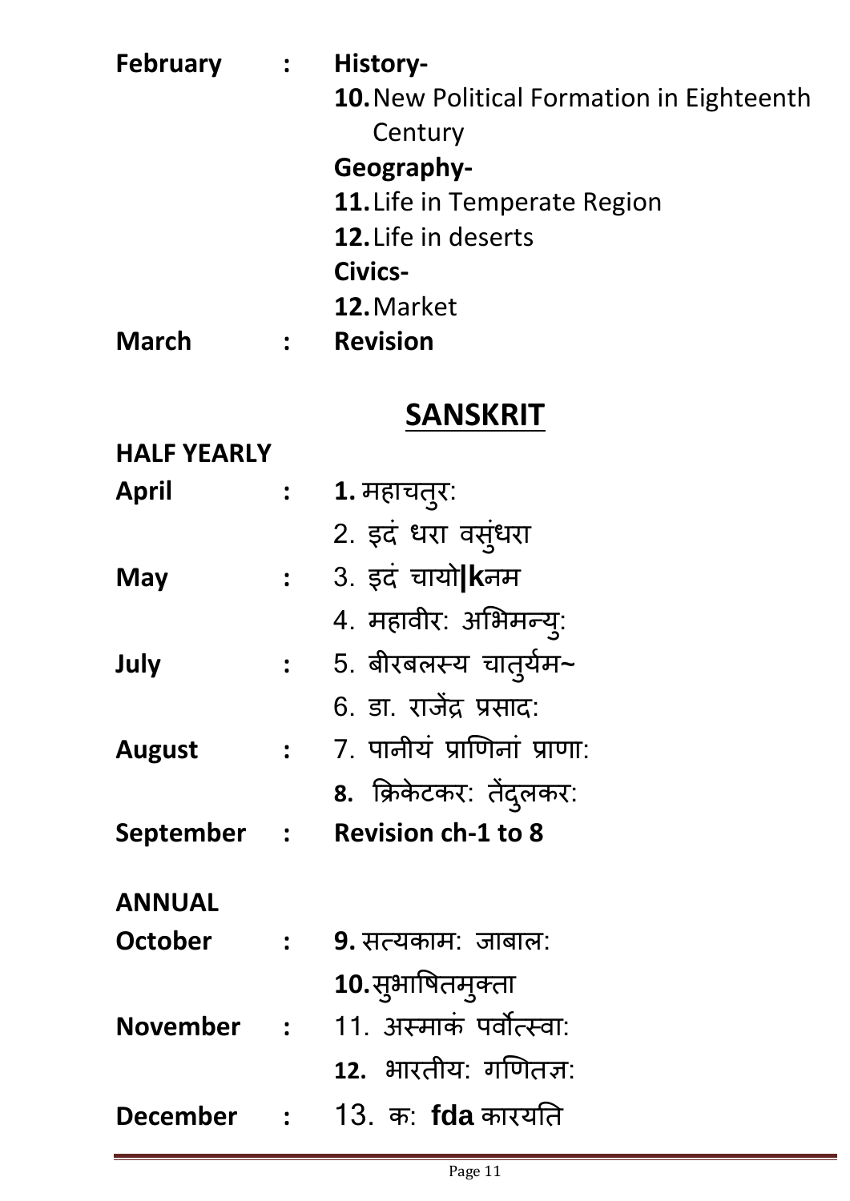| | | |
|---|---|---|
| **February** | **:** | **History-** |
| | | **10.** New Political Formation in Eighteenth Century |
| | | **Geography-** |
| | | **11.** Life in Temperate Region |
| | | **12.** Life in deserts |
| | | **Civics-** |
| | | **12.** Market |
| **March** | **:** | **Revision** |

## SANSKRIT

**HALF YEARLY**

| | | |
|---|---|---|
| **April** | **:** | **1.** महाचतुर: |
| | | 2. इदं धरा वसुंधरा |
| **May** | **:** | 3. इदं चायो**|k**नम |
| | | 4. महावीर: अभिमन्यु: |
| **July** | **:** | 5. बीरबलस्य चातुर्यम~ |
| | | 6. डा. राजेंद्र प्रसाद: |
| **August** | **:** | 7. पानीयं प्राणिनां प्राणा: |
| | | **8.** क्रिकेटकर: तेंदुलकर: |
| **September** | **:** | **Revision ch-1 to 8** |

**ANNUAL**

| | | |
|---|---|---|
| **October** | **:** | **9.** सत्यकाम: जाबाल: |
| | | **10.** सुभाषितमुक्ता |
| **November** | **:** | 11. अस्माकं पर्वोत्स्वा: |
| | | **12.** भारतीय: गणितज्ञ: |
| **December** | **:** | 13. क: **fda** कारयति |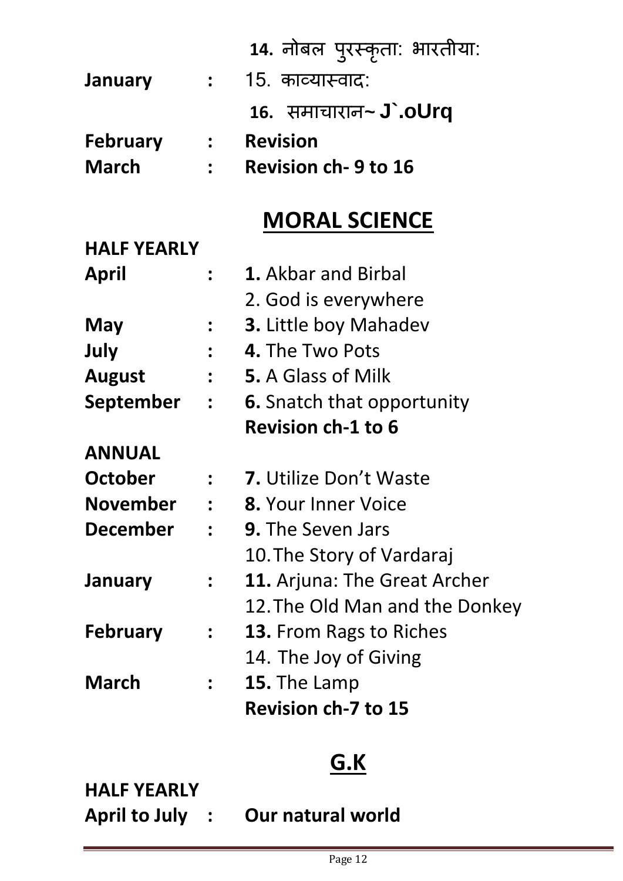|  |  | **14.** नोबल पुरस्कृता: भारतीया: |
|---|---|---|
| **January** | **:** | 15. काव्यास्वाद: |
|  |  | **16.** समाचारान~ **J`.oUrq** |
| **February** | **:** | **Revision** |
| **March** | **:** | **Revision ch- 9 to 16** |

## MORAL SCIENCE

**HALF YEARLY**

| **April** | **:** | **1.** Akbar and Birbal |
|---|---|---|
|  |  | 2. God is everywhere |
| **May** | **:** | **3.** Little boy Mahadev |
| **July** | **:** | **4.** The Two Pots |
| **August** | **:** | **5.** A Glass of Milk |
| **September** | **:** | **6.** Snatch that opportunity |
|  |  | **Revision ch-1 to 6** |

**ANNUAL**

| **October** | **:** | **7.** Utilize Don't Waste |
|---|---|---|
| **November** | **:** | **8.** Your Inner Voice |
| **December** | **:** | **9.** The Seven Jars |
|  |  | 10. The Story of Vardaraj |
| **January** | **:** | **11.** Arjuna: The Great Archer |
|  |  | 12. The Old Man and the Donkey |
| **February** | **:** | **13.** From Rags to Riches |
|  |  | 14. The Joy of Giving |
| **March** | **:** | **15.** The Lamp |
|  |  | **Revision ch-7 to 15** |

## G.K

**HALF YEARLY**

**April to July : Our natural world**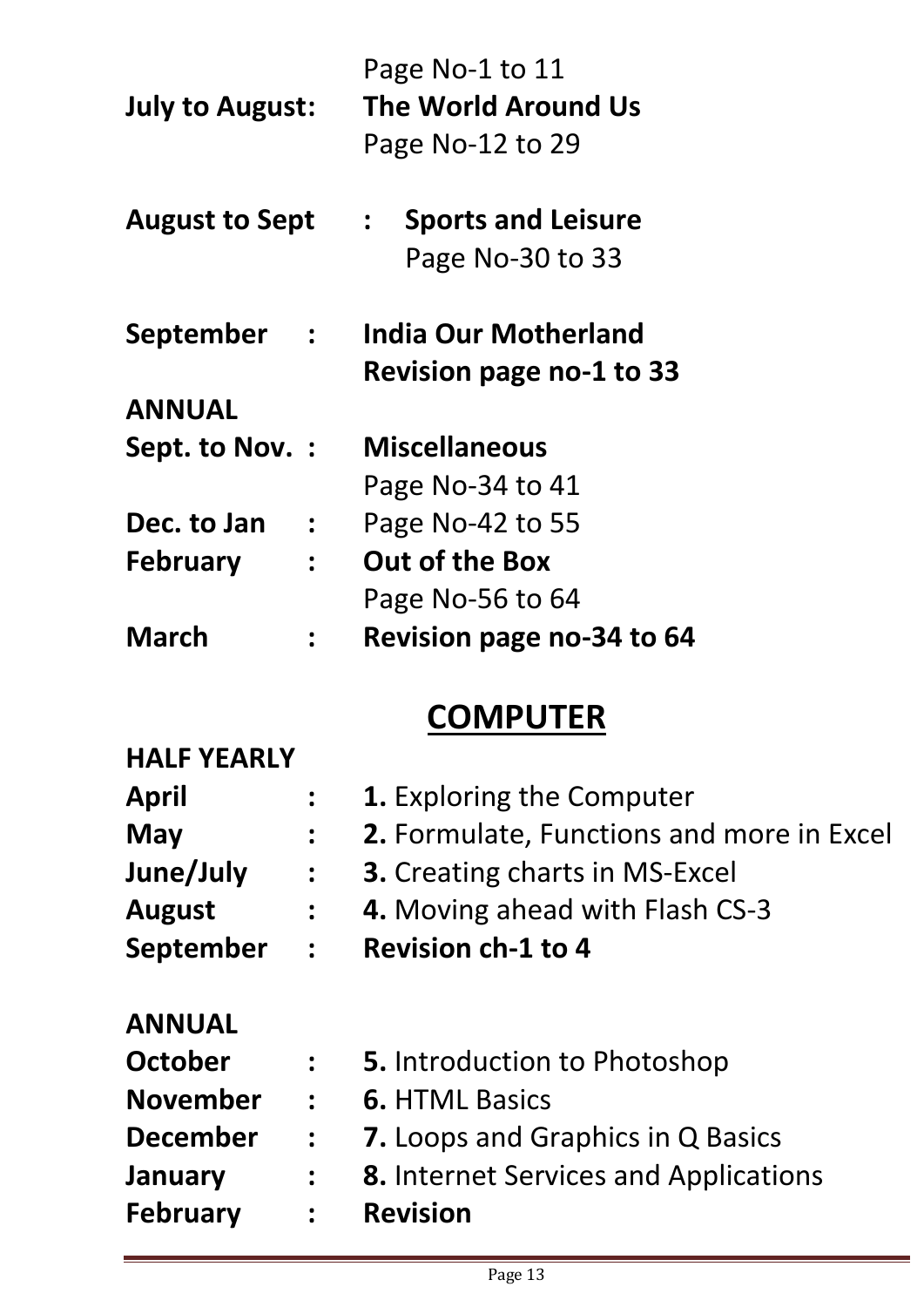Page No-1 to 11

**July to August:** **The World Around Us**
Page No-12 to 29

**August to Sept** : **Sports and Leisure**
Page No-30 to 33

**September** : **India Our Motherland**
**Revision page no-1 to 33**

**ANNUAL**

**Sept. to Nov.** : **Miscellaneous**
Page No-34 to 41

**Dec. to Jan** : Page No-42 to 55

**February** : **Out of the Box**
Page No-56 to 64

**March** : **Revision page no-34 to 64**

## COMPUTER

**HALF YEARLY**

**April** : **1.** Exploring the Computer

**May** : **2.** Formulate, Functions and more in Excel

**June/July** : **3.** Creating charts in MS-Excel

**August** : **4.** Moving ahead with Flash CS-3

**September** : **Revision ch-1 to 4**

**ANNUAL**

**October** : **5.** Introduction to Photoshop

**November** : **6.** HTML Basics

**December** : **7.** Loops and Graphics in Q Basics

**January** : **8.** Internet Services and Applications

**February** : **Revision**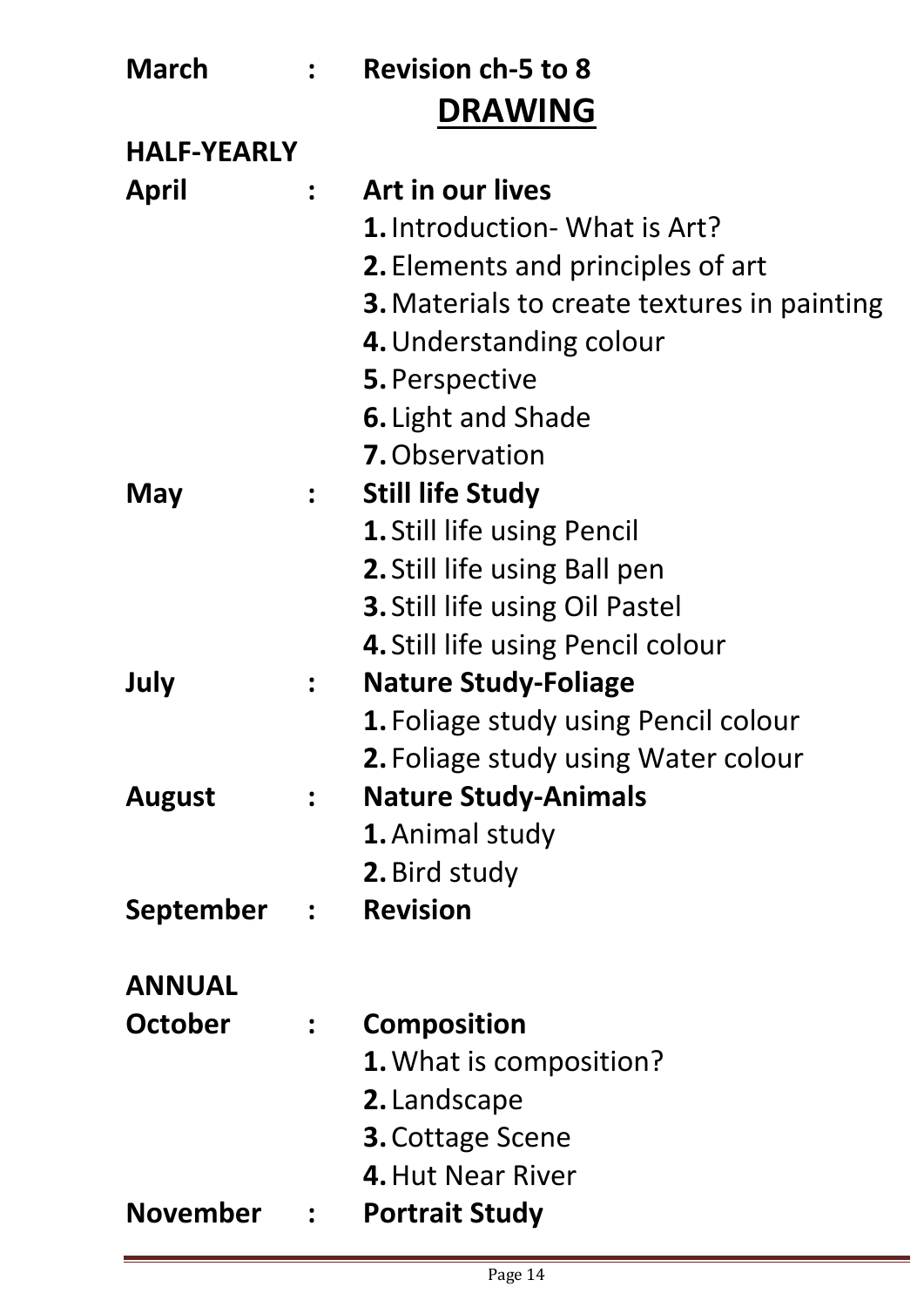**March : Revision ch-5 to 8**

## DRAWING

**HALF-YEARLY**

**April : Art in our lives**

1. Introduction- What is Art?
2. Elements and principles of art
3. Materials to create textures in painting
4. Understanding colour
5. Perspective
6. Light and Shade
7. Observation

**May : Still life Study**

1. Still life using Pencil
2. Still life using Ball pen
3. Still life using Oil Pastel
4. Still life using Pencil colour

**July : Nature Study-Foliage**

1. Foliage study using Pencil colour
2. Foliage study using Water colour

**August : Nature Study-Animals**

1. Animal study
2. Bird study

**September : Revision**

**ANNUAL**

**October : Composition**

1. What is composition?
2. Landscape
3. Cottage Scene
4. Hut Near River

**November : Portrait Study**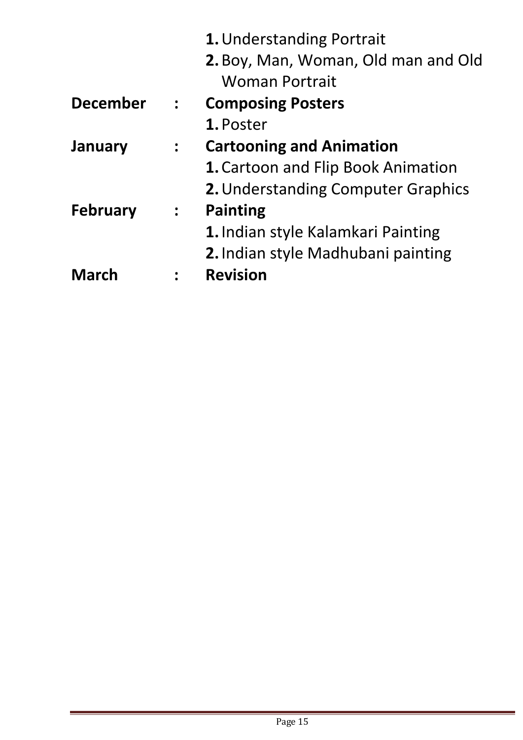1. Understanding Portrait
2. Boy, Man, Woman, Old man and Old Woman Portrait

**December : Composing Posters**

1. Poster

**January : Cartooning and Animation**

1. Cartoon and Flip Book Animation
2. Understanding Computer Graphics

**February : Painting**

1. Indian style Kalamkari Painting
2. Indian style Madhubani painting

**March : Revision**